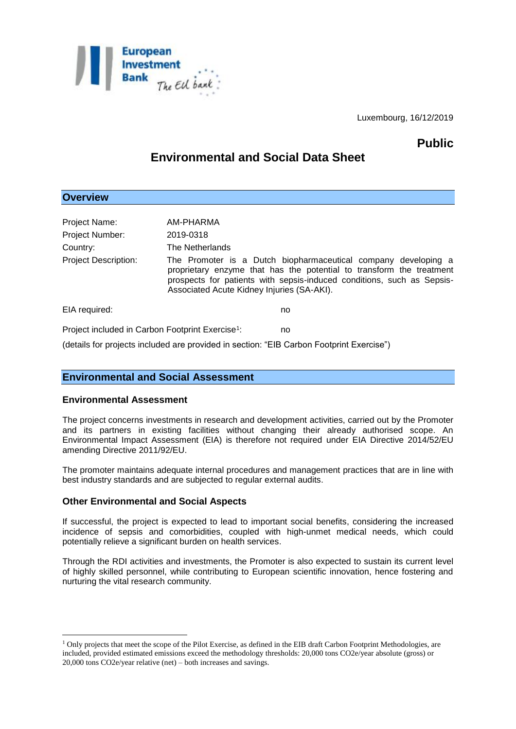Luxembourg, 16/12/2019

**Public**

# Environmental and Social Data Sheet

## Overview

| | |
|---|---|
| Project Name: | AM-PHARMA |
| Project Number: | 2019-0318 |
| Country: | The Netherlands |
| Project Description: | The Promoter is a Dutch biopharmaceutical company developing a proprietary enzyme that has the potential to transform the treatment prospects for patients with sepsis-induced conditions, such as Sepsis-Associated Acute Kidney Injuries (SA-AKI). |

EIA required: no

Project included in Carbon Footprint Exercise[1]: no

(details for projects included are provided in section: "EIB Carbon Footprint Exercise")

## Environmental and Social Assessment

### Environmental Assessment

The project concerns investments in research and development activities, carried out by the Promoter and its partners in existing facilities without changing their already authorised scope. An Environmental Impact Assessment (EIA) is therefore not required under EIA Directive 2014/52/EU amending Directive 2011/92/EU.

The promoter maintains adequate internal procedures and management practices that are in line with best industry standards and are subjected to regular external audits.

### Other Environmental and Social Aspects

If successful, the project is expected to lead to important social benefits, considering the increased incidence of sepsis and comorbidities, coupled with high-unmet medical needs, which could potentially relieve a significant burden on health services.

Through the RDI activities and investments, the Promoter is also expected to sustain its current level of highly skilled personnel, while contributing to European scientific innovation, hence fostering and nurturing the vital research community.

---

[1] Only projects that meet the scope of the Pilot Exercise, as defined in the EIB draft Carbon Footprint Methodologies, are included, provided estimated emissions exceed the methodology thresholds: 20,000 tons CO2e/year absolute (gross) or 20,000 tons CO2e/year relative (net) – both increases and savings.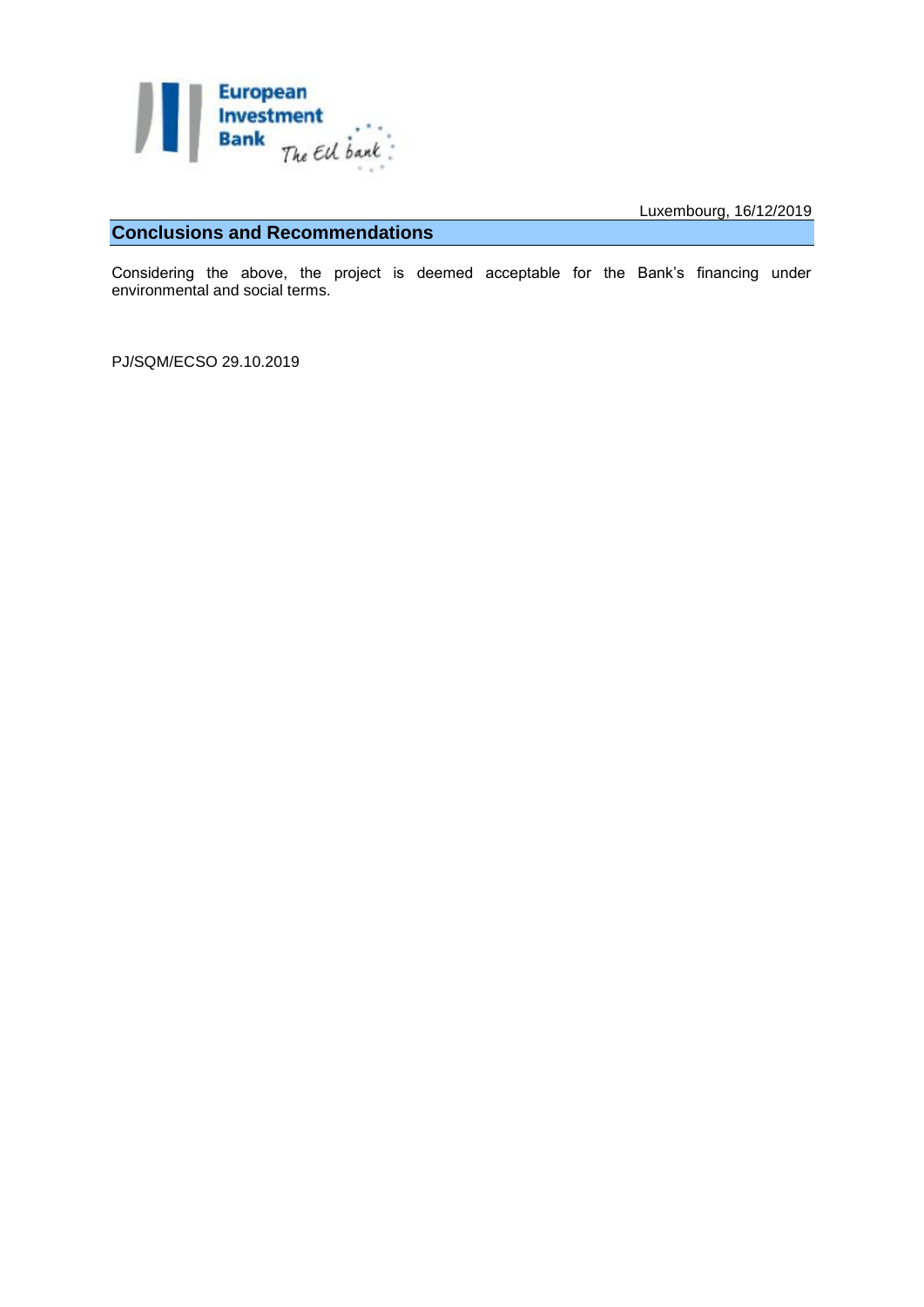Luxembourg, 16/12/2019

## Conclusions and Recommendations

Considering the above, the project is deemed acceptable for the Bank's financing under environmental and social terms.

PJ/SQM/ECSO 29.10.2019